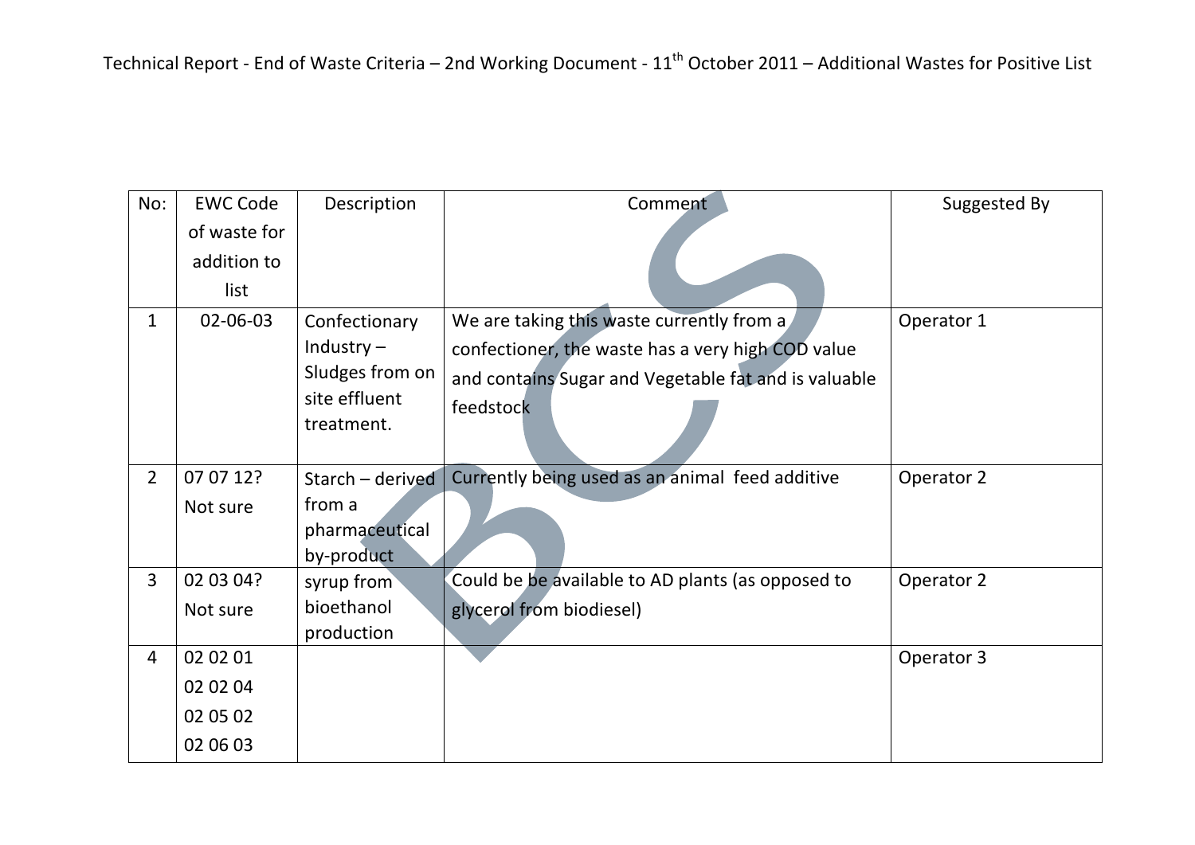Technical Report - End of Waste Criteria – 2nd Working Document - 11th October 2011 – Additional Wastes for Positive List

| No: | EWC Code of waste for addition to list | Description | Comment | Suggested By |
|---|---|---|---|---|
| 1 | 02-06-03 | Confectionary Industry – Sludges from on site effluent treatment. | We are taking this waste currently from a confectioner, the waste has a very high COD value and contains Sugar and Vegetable fat and is valuable feedstock | Operator 1 |
| 2 | 07 07 12? Not sure | Starch – derived from a pharmaceutical by-product | Currently being used as an animal feed additive | Operator 2 |
| 3 | 02 03 04? Not sure | syrup from bioethanol production | Could be be available to AD plants (as opposed to glycerol from biodiesel) | Operator 2 |
| 4 | 02 02 01<br>02 02 04<br>02 05 02<br>02 06 03 | | | Operator 3 |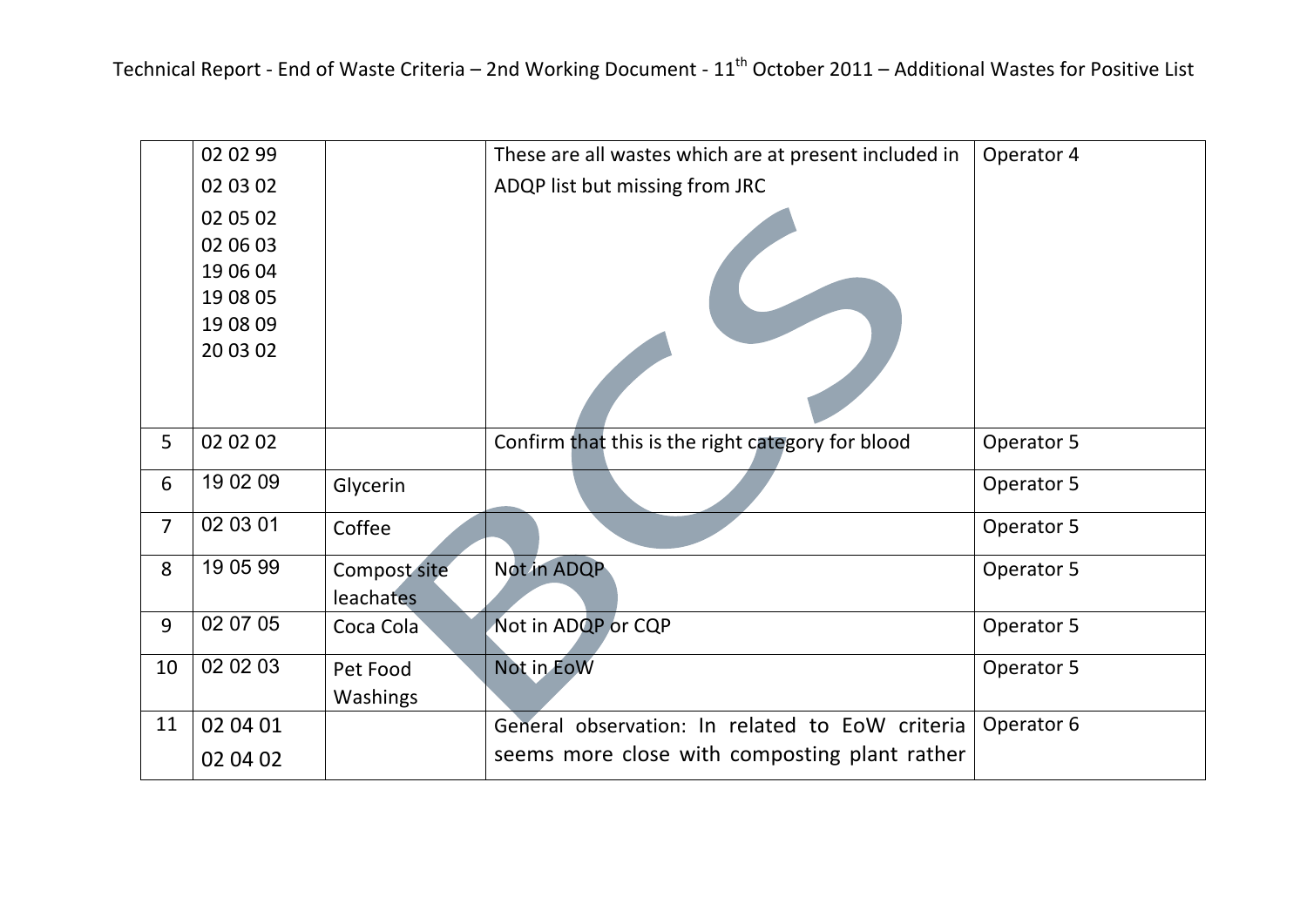|  |  |  |  |  |
|---|---|---|---|---|
|  | 02 02 99<br>02 03 02<br>02 05 02<br>02 06 03<br>19 06 04<br>19 08 05<br>19 08 09<br>20 03 02 |  | These are all wastes which are at present included in ADQP list but missing from JRC | Operator 4 |
| 5 | 02 02 02 |  | Confirm that this is the right category for blood | Operator 5 |
| 6 | 19 02 09 | Glycerin |  | Operator 5 |
| 7 | 02 03 01 | Coffee |  | Operator 5 |
| 8 | 19 05 99 | Compost site leachates | Not in ADQP | Operator 5 |
| 9 | 02 07 05 | Coca Cola | Not in ADQP or CQP | Operator 5 |
| 10 | 02 02 03 | Pet Food Washings | Not in EoW | Operator 5 |
| 11 | 02 04 01<br>02 04 02 |  | General observation: In related to EoW criteria seems more close with composting plant rather | Operator 6 |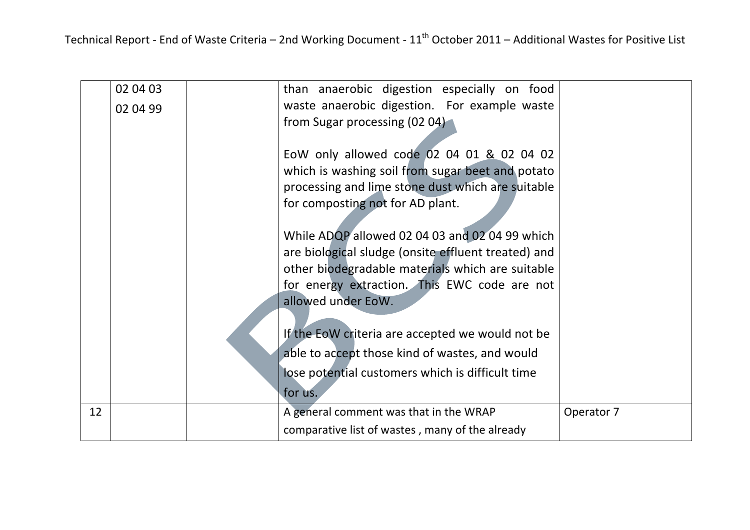| | | | | |
|---|---|---|---|---|
| | 02 04 03<br>02 04 99 | | than anaerobic digestion especially on food waste anaerobic digestion. For example waste from Sugar processing (02 04)<br><br>EoW only allowed code 02 04 01 & 02 04 02 which is washing soil from sugar beet and potato processing and lime stone dust which are suitable for composting not for AD plant.<br><br>While ADQP allowed 02 04 03 and 02 04 99 which are biological sludge (onsite effluent treated) and other biodegradable materials which are suitable for energy extraction. This EWC code are not allowed under EoW.<br><br>If the EoW criteria are accepted we would not be able to accept those kind of wastes, and would lose potential customers which is difficult time for us. | |
| 12 | | | A general comment was that in the WRAP comparative list of wastes , many of the already | Operator 7 |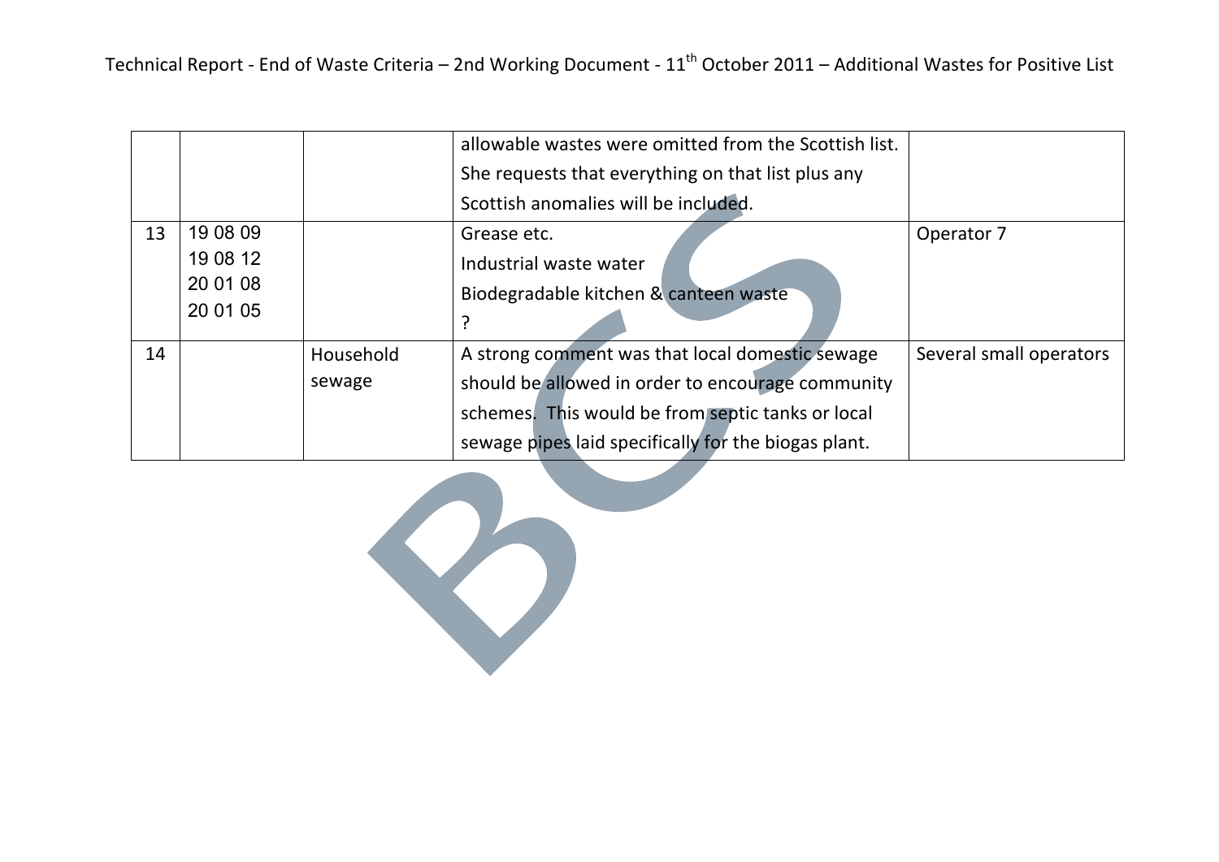| | | | | |
|---|---|---|---|---|
| | | | allowable wastes were omitted from the Scottish list. She requests that everything on that list plus any Scottish anomalies will be included. | |
| 13 | 19 08 09<br>19 08 12<br>20 01 08<br>20 01 05 | | Grease etc.<br>Industrial waste water<br>Biodegradable kitchen & canteen waste<br>? | Operator 7 |
| 14 | | Household sewage | A strong comment was that local domestic sewage should be allowed in order to encourage community schemes. This would be from septic tanks or local sewage pipes laid specifically for the biogas plant. | Several small operators |